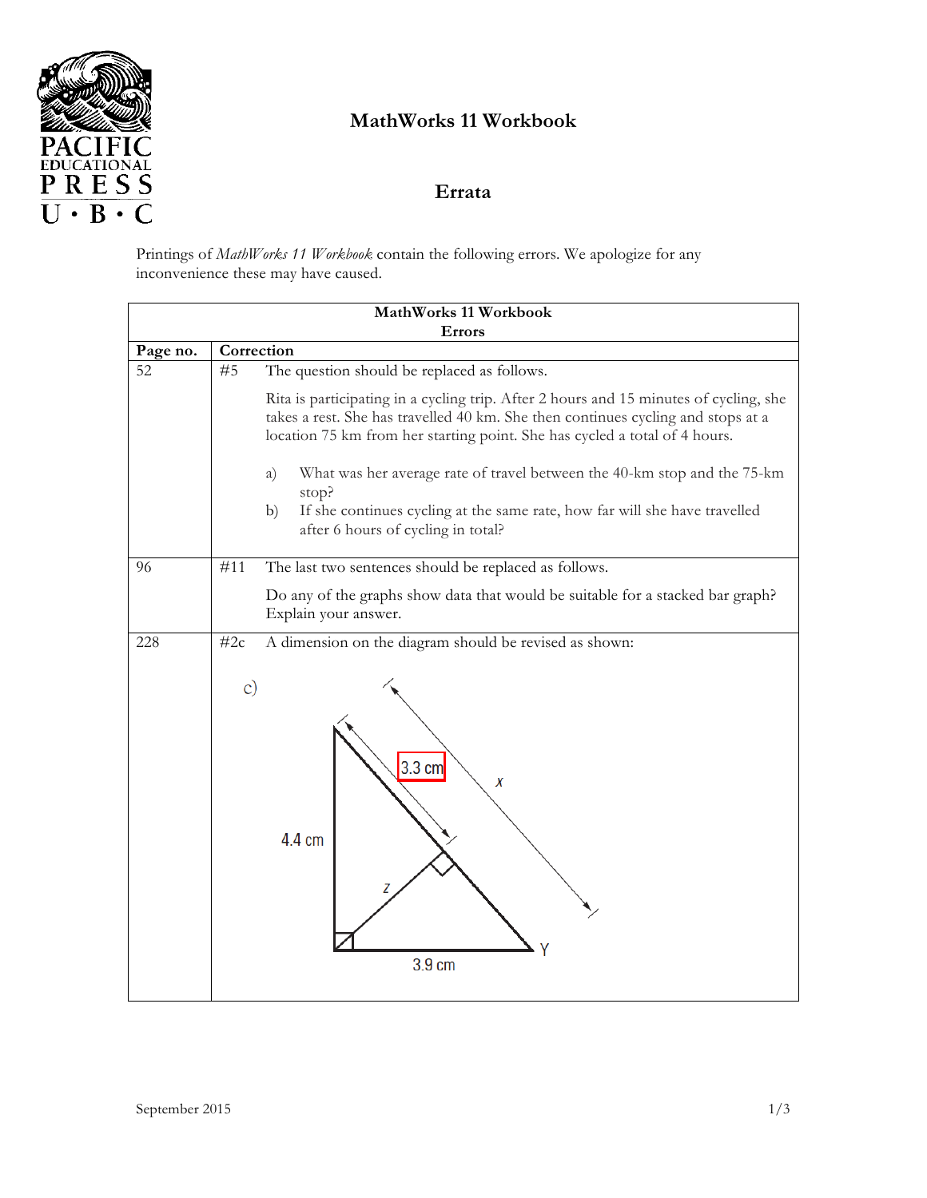# MathWorks 11 Workbook

## Errata

Printings of *MathWorks 11 Workbook* contain the following errors. We apologize for any inconvenience these may have caused.

| MathWorks 11 Workbook Errors | |
|---|---|
| **Page no.** | **Correction** |
| 52 | #5 The question should be replaced as follows.<br><br>Rita is participating in a cycling trip. After 2 hours and 15 minutes of cycling, she takes a rest. She has travelled 40 km. She then continues cycling and stops at a location 75 km from her starting point. She has cycled a total of 4 hours.<br><br>a) What was her average rate of travel between the 40-km stop and the 75-km stop?<br>b) If she continues cycling at the same rate, how far will she have travelled after 6 hours of cycling in total? |
| 96 | #11 The last two sentences should be replaced as follows.<br><br>Do any of the graphs show data that would be suitable for a stacked bar graph? Explain your answer. |
| 228 | #2c A dimension on the diagram should be revised as shown:<br><br>c) 3.3 cm, x, 4.4 cm, z, 3.9 cm, Y |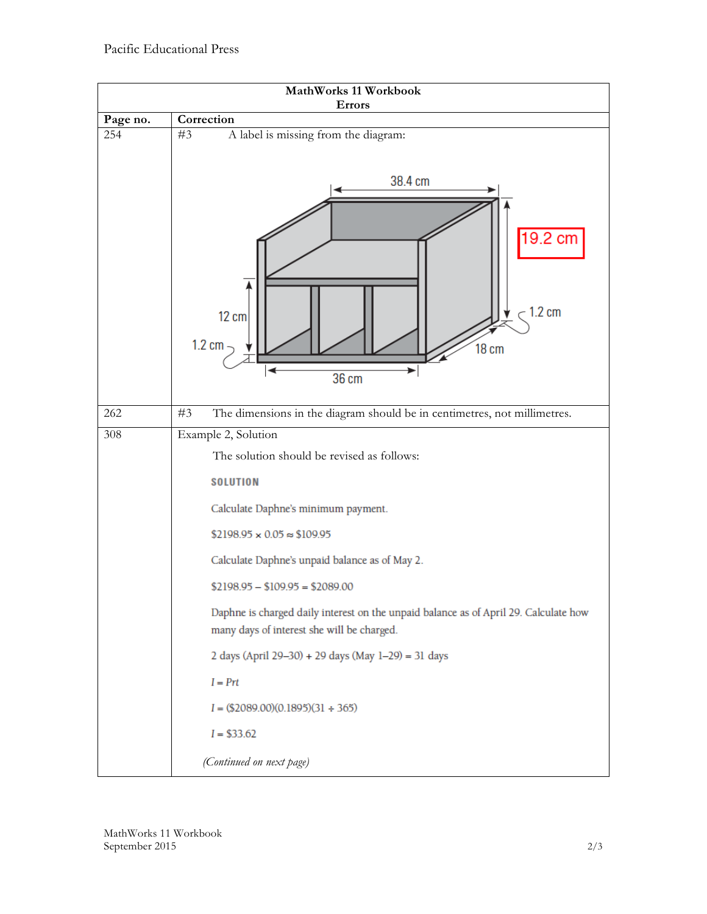| MathWorks 11 Workbook Errors | |
|---|---|
| **Page no.** | **Correction** |
| 254 | #3 A label is missing from the diagram: 38.4 cm; 19.2 cm; 12 cm; 1.2 cm; 1.2 cm; 18 cm; 36 cm |
| 262 | #3 The dimensions in the diagram should be in centimetres, not millimetres. |
| 308 | Example 2, Solution<br>The solution should be revised as follows:<br>**SOLUTION**<br>Calculate Daphne's minimum payment.<br>$2198.95 × 0.05 ≈ $109.95<br>Calculate Daphne's unpaid balance as of May 2.<br>$2198.95 – $109.95 = $2089.00<br>Daphne is charged daily interest on the unpaid balance as of April 29. Calculate how many days of interest she will be charged.<br>2 days (April 29–30) + 29 days (May 1–29) = 31 days<br>$I = Prt$<br>$I$ = ($2089.00)(0.1895)(31 ÷ 365)<br>$I$ = $33.62<br>*(Continued on next page)* |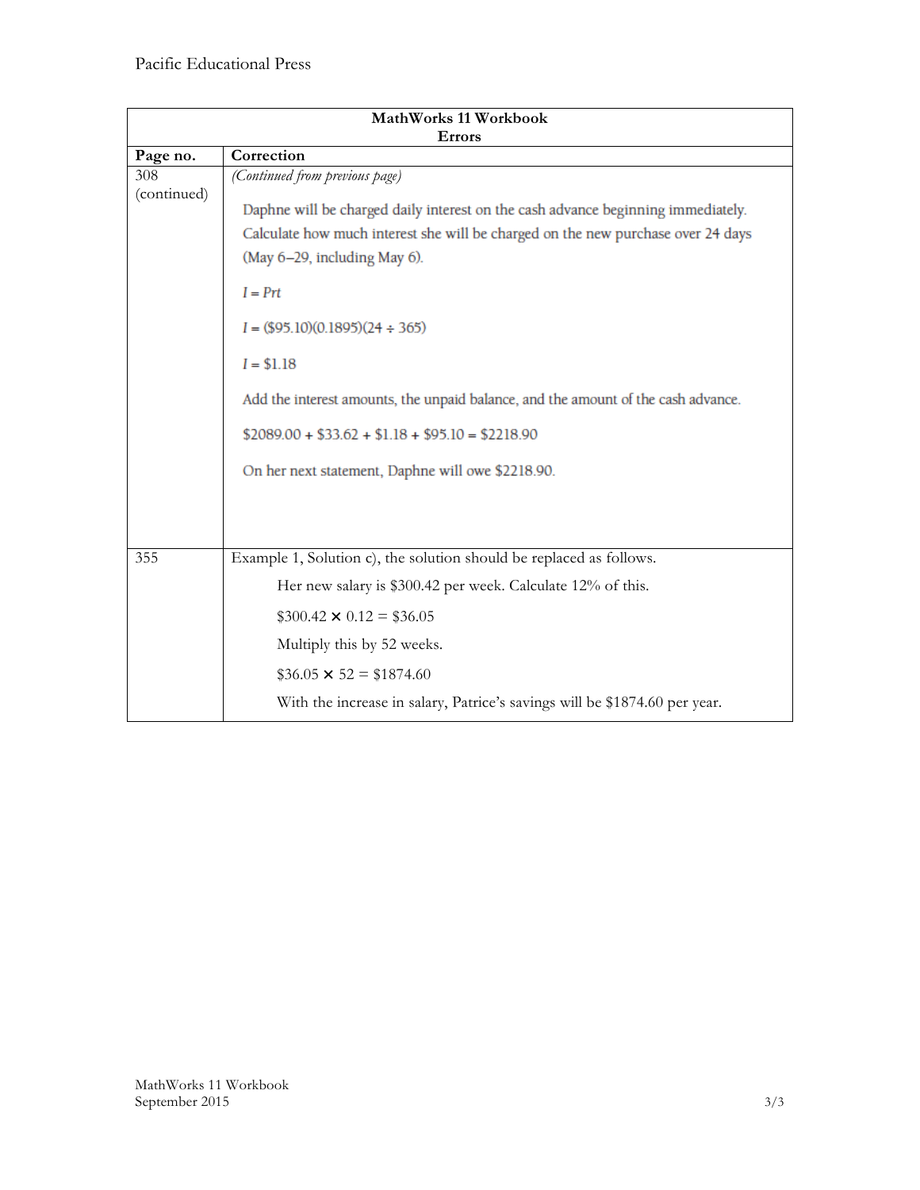| **MathWorks 11 Workbook Errors** | |
|---|---|
| **Page no.** | **Correction** |
| 308 (continued) | *(Continued from previous page)*<br><br>Daphne will be charged daily interest on the cash advance beginning immediately. Calculate how much interest she will be charged on the new purchase over 24 days (May 6–29, including May 6).<br><br>$I = Prt$<br><br>$I = (\$95.10)(0.1895)(24 \div 365)$<br><br>$I = \$1.18$<br><br>Add the interest amounts, the unpaid balance, and the amount of the cash advance.<br><br>$\$2089.00 + \$33.62 + \$1.18 + \$95.10 = \$2218.90$<br><br>On her next statement, Daphne will owe $2218.90. |
| 355 | Example 1, Solution c), the solution should be replaced as follows.<br><br>Her new salary is $300.42 per week. Calculate 12% of this.<br><br>$\$300.42 \times 0.12 = \$36.05$<br><br>Multiply this by 52 weeks.<br><br>$\$36.05 \times 52 = \$1874.60$<br><br>With the increase in salary, Patrice's savings will be $1874.60 per year. |